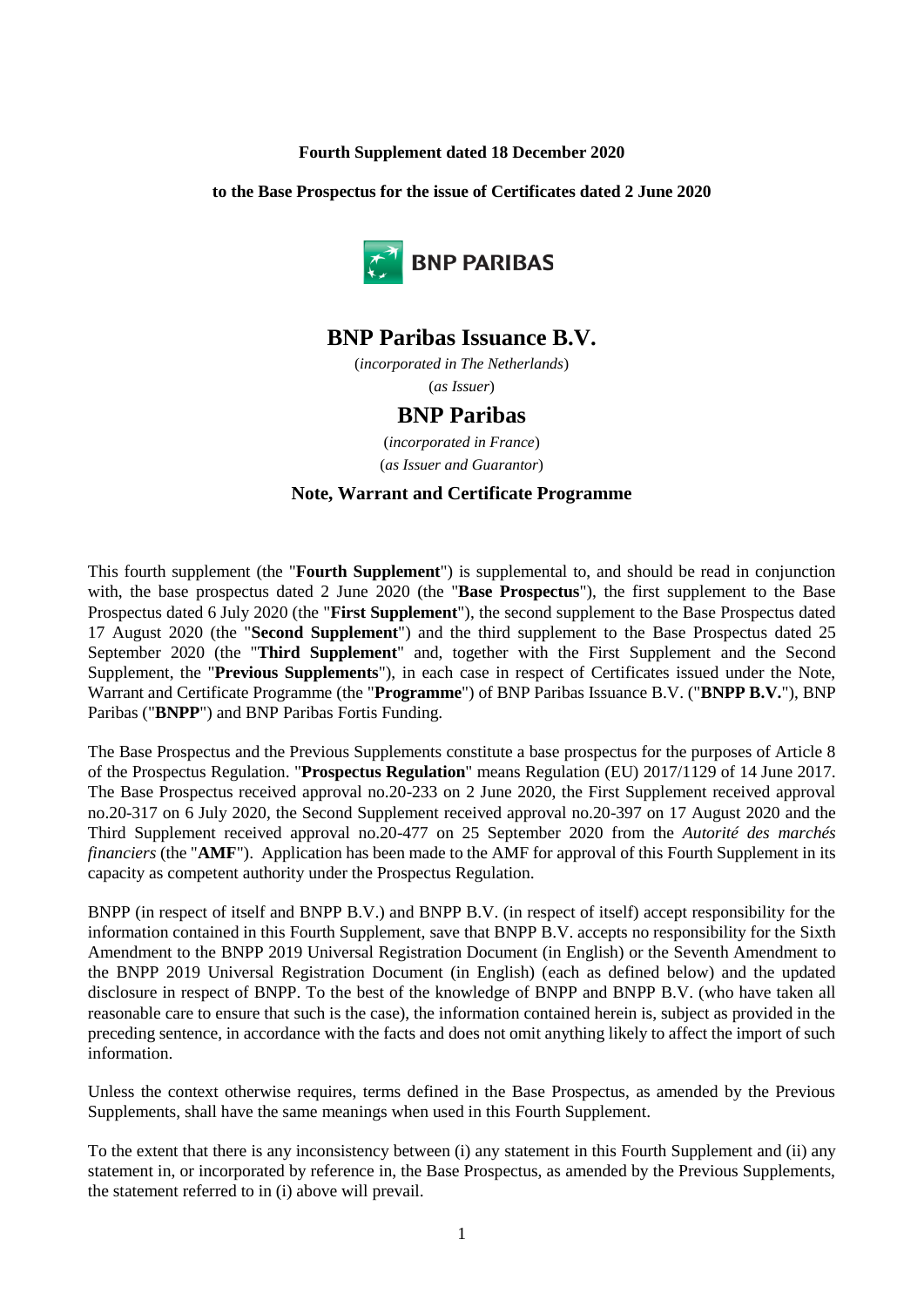**Fourth Supplement dated 18 December 2020**

**to the Base Prospectus for the issue of Certificates dated 2 June 2020**

BNP PARIBAS

# BNP Paribas Issuance B.V.

(*incorporated in The Netherlands*)

(*as Issuer*)

# BNP Paribas

(*incorporated in France*)

(*as Issuer and Guarantor*)

### Note, Warrant and Certificate Programme

This fourth supplement (the "**Fourth Supplement**") is supplemental to, and should be read in conjunction with, the base prospectus dated 2 June 2020 (the "**Base Prospectus**"), the first supplement to the Base Prospectus dated 6 July 2020 (the "**First Supplement**"), the second supplement to the Base Prospectus dated 17 August 2020 (the "**Second Supplement**") and the third supplement to the Base Prospectus dated 25 September 2020 (the "**Third Supplement**" and, together with the First Supplement and the Second Supplement, the "**Previous Supplements**"), in each case in respect of Certificates issued under the Note, Warrant and Certificate Programme (the "**Programme**") of BNP Paribas Issuance B.V. ("**BNPP B.V.**"), BNP Paribas ("**BNPP**") and BNP Paribas Fortis Funding.

The Base Prospectus and the Previous Supplements constitute a base prospectus for the purposes of Article 8 of the Prospectus Regulation. "**Prospectus Regulation**" means Regulation (EU) 2017/1129 of 14 June 2017. The Base Prospectus received approval no.20-233 on 2 June 2020, the First Supplement received approval no.20-317 on 6 July 2020, the Second Supplement received approval no.20-397 on 17 August 2020 and the Third Supplement received approval no.20-477 on 25 September 2020 from the *Autorité des marchés financiers* (the "**AMF**"). Application has been made to the AMF for approval of this Fourth Supplement in its capacity as competent authority under the Prospectus Regulation.

BNPP (in respect of itself and BNPP B.V.) and BNPP B.V. (in respect of itself) accept responsibility for the information contained in this Fourth Supplement, save that BNPP B.V. accepts no responsibility for the Sixth Amendment to the BNPP 2019 Universal Registration Document (in English) or the Seventh Amendment to the BNPP 2019 Universal Registration Document (in English) (each as defined below) and the updated disclosure in respect of BNPP. To the best of the knowledge of BNPP and BNPP B.V. (who have taken all reasonable care to ensure that such is the case), the information contained herein is, subject as provided in the preceding sentence, in accordance with the facts and does not omit anything likely to affect the import of such information.

Unless the context otherwise requires, terms defined in the Base Prospectus, as amended by the Previous Supplements, shall have the same meanings when used in this Fourth Supplement.

To the extent that there is any inconsistency between (i) any statement in this Fourth Supplement and (ii) any statement in, or incorporated by reference in, the Base Prospectus, as amended by the Previous Supplements, the statement referred to in (i) above will prevail.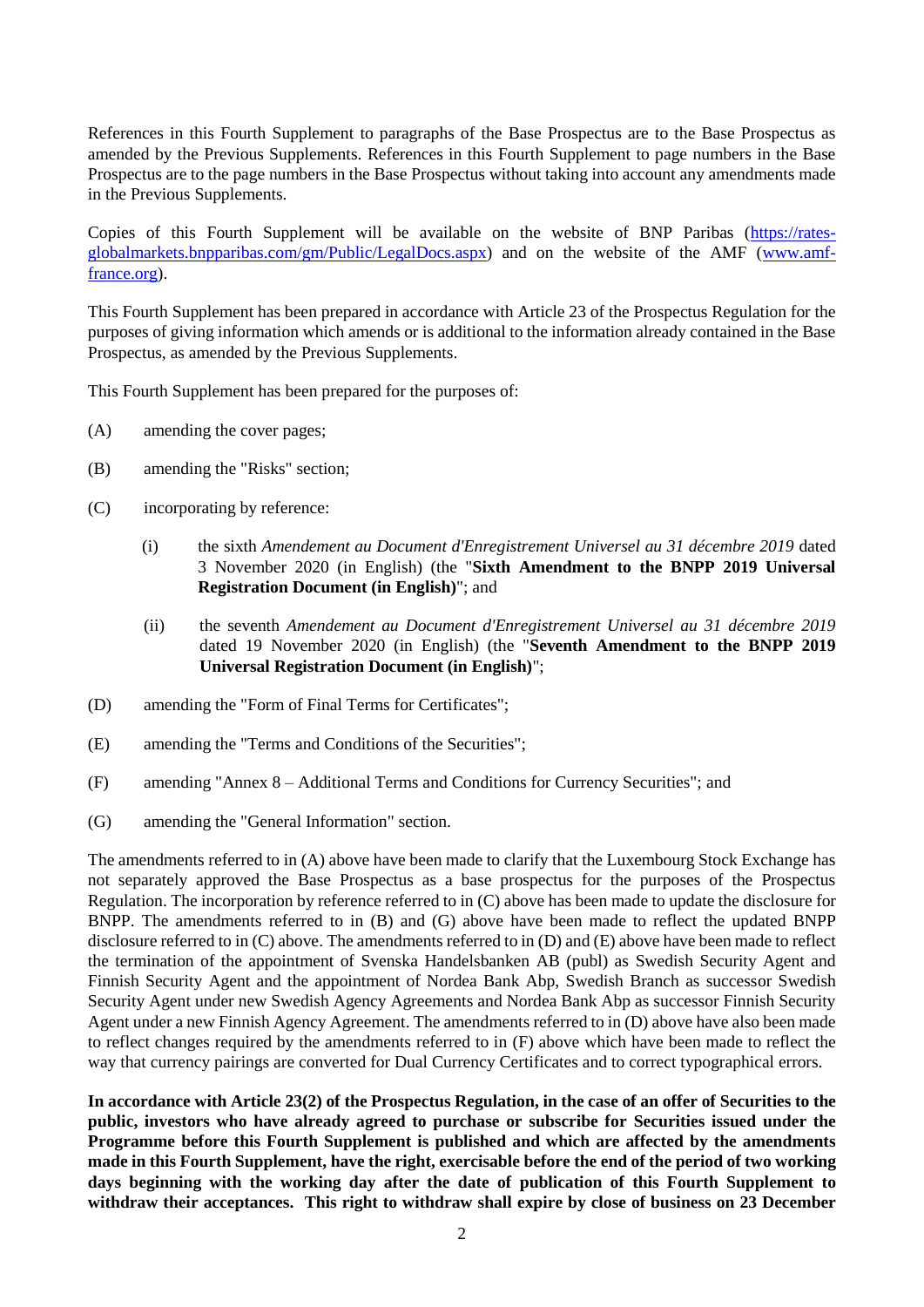References in this Fourth Supplement to paragraphs of the Base Prospectus are to the Base Prospectus as amended by the Previous Supplements. References in this Fourth Supplement to page numbers in the Base Prospectus are to the page numbers in the Base Prospectus without taking into account any amendments made in the Previous Supplements.

Copies of this Fourth Supplement will be available on the website of BNP Paribas (https://rates-globalmarkets.bnpparibas.com/gm/Public/LegalDocs.aspx) and on the website of the AMF (www.amf-france.org).

This Fourth Supplement has been prepared in accordance with Article 23 of the Prospectus Regulation for the purposes of giving information which amends or is additional to the information already contained in the Base Prospectus, as amended by the Previous Supplements.

This Fourth Supplement has been prepared for the purposes of:

(A) amending the cover pages;

(B) amending the "Risks" section;

(C) incorporating by reference:

  (i) the sixth *Amendement au Document d'Enregistrement Universel au 31 décembre 2019* dated 3 November 2020 (in English) (the "**Sixth Amendment to the BNPP 2019 Universal Registration Document (in English)**"; and

  (ii) the seventh *Amendement au Document d'Enregistrement Universel au 31 décembre 2019* dated 19 November 2020 (in English) (the "**Seventh Amendment to the BNPP 2019 Universal Registration Document (in English)**";

(D) amending the "Form of Final Terms for Certificates";

(E) amending the "Terms and Conditions of the Securities";

(F) amending "Annex 8 – Additional Terms and Conditions for Currency Securities"; and

(G) amending the "General Information" section.

The amendments referred to in (A) above have been made to clarify that the Luxembourg Stock Exchange has not separately approved the Base Prospectus as a base prospectus for the purposes of the Prospectus Regulation. The incorporation by reference referred to in (C) above has been made to update the disclosure for BNPP. The amendments referred to in (B) and (G) above have been made to reflect the updated BNPP disclosure referred to in (C) above. The amendments referred to in (D) and (E) above have been made to reflect the termination of the appointment of Svenska Handelsbanken AB (publ) as Swedish Security Agent and Finnish Security Agent and the appointment of Nordea Bank Abp, Swedish Branch as successor Swedish Security Agent under new Swedish Agency Agreements and Nordea Bank Abp as successor Finnish Security Agent under a new Finnish Agency Agreement. The amendments referred to in (D) above have also been made to reflect changes required by the amendments referred to in (F) above which have been made to reflect the way that currency pairings are converted for Dual Currency Certificates and to correct typographical errors.

**In accordance with Article 23(2) of the Prospectus Regulation, in the case of an offer of Securities to the public, investors who have already agreed to purchase or subscribe for Securities issued under the Programme before this Fourth Supplement is published and which are affected by the amendments made in this Fourth Supplement, have the right, exercisable before the end of the period of two working days beginning with the working day after the date of publication of this Fourth Supplement to withdraw their acceptances. This right to withdraw shall expire by close of business on 23 December**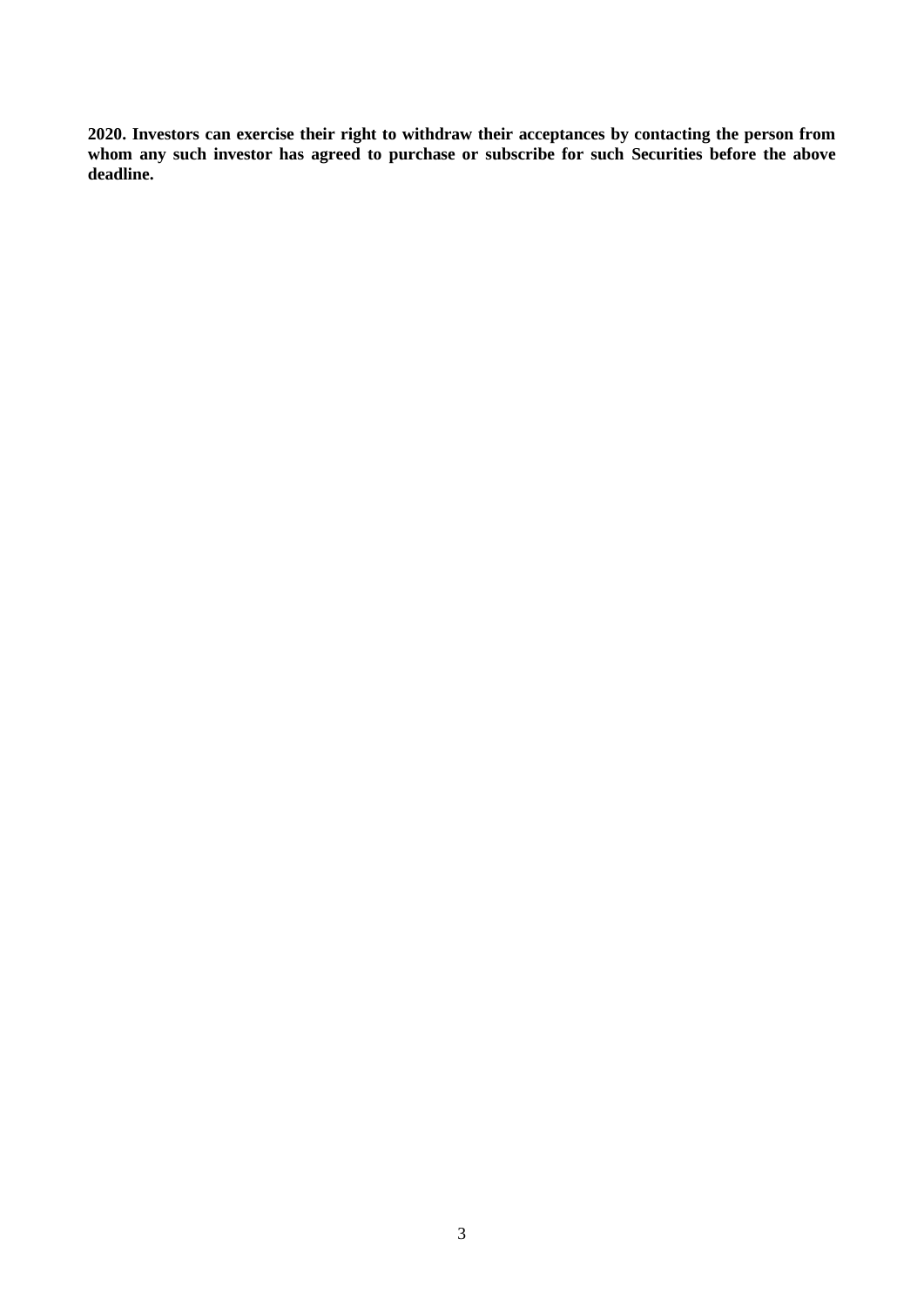**2020. Investors can exercise their right to withdraw their acceptances by contacting the person from whom any such investor has agreed to purchase or subscribe for such Securities before the above deadline.**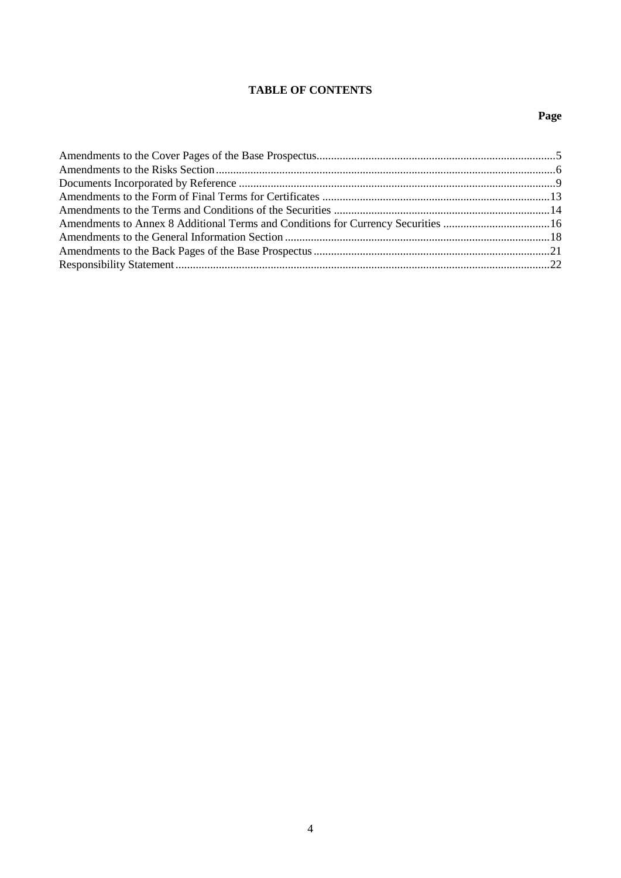# TABLE OF CONTENTS

| | Page |
|---|---|
| Amendments to the Cover Pages of the Base Prospectus | 5 |
| Amendments to the Risks Section | 6 |
| Documents Incorporated by Reference | 9 |
| Amendments to the Form of Final Terms for Certificates | 13 |
| Amendments to the Terms and Conditions of the Securities | 14 |
| Amendments to Annex 8 Additional Terms and Conditions for Currency Securities | 16 |
| Amendments to the General Information Section | 18 |
| Amendments to the Back Pages of the Base Prospectus | 21 |
| Responsibility Statement | 22 |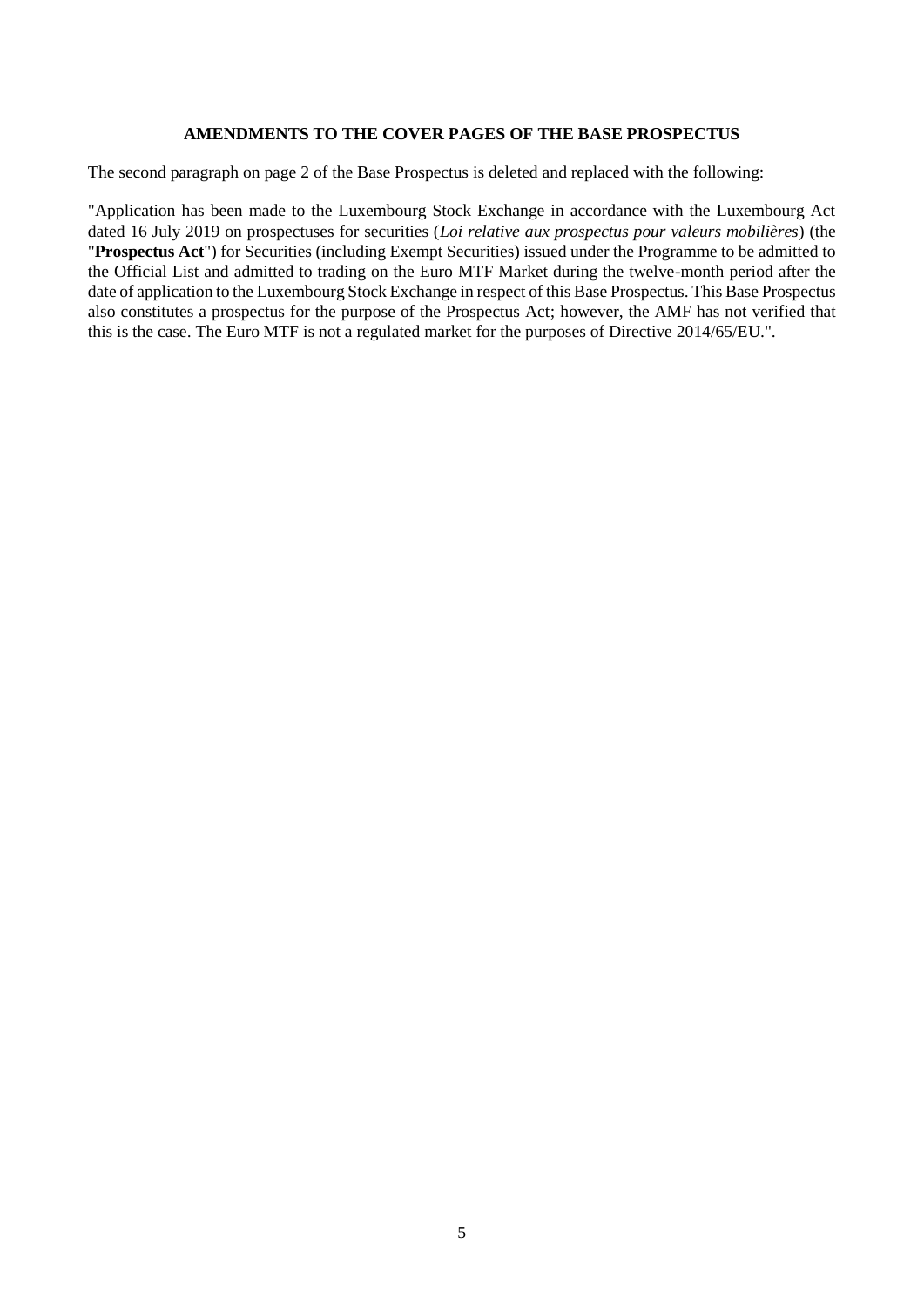## AMENDMENTS TO THE COVER PAGES OF THE BASE PROSPECTUS

The second paragraph on page 2 of the Base Prospectus is deleted and replaced with the following:

"Application has been made to the Luxembourg Stock Exchange in accordance with the Luxembourg Act dated 16 July 2019 on prospectuses for securities (*Loi relative aux prospectus pour valeurs mobilières*) (the "**Prospectus Act**") for Securities (including Exempt Securities) issued under the Programme to be admitted to the Official List and admitted to trading on the Euro MTF Market during the twelve-month period after the date of application to the Luxembourg Stock Exchange in respect of this Base Prospectus. This Base Prospectus also constitutes a prospectus for the purpose of the Prospectus Act; however, the AMF has not verified that this is the case. The Euro MTF is not a regulated market for the purposes of Directive 2014/65/EU.".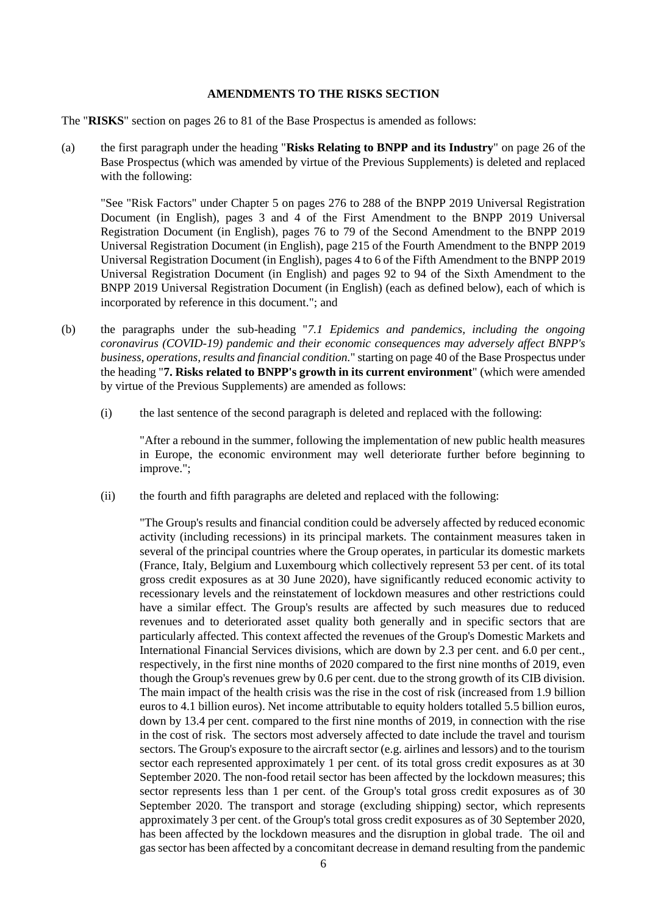**AMENDMENTS TO THE RISKS SECTION**

The "**RISKS**" section on pages 26 to 81 of the Base Prospectus is amended as follows:

(a) the first paragraph under the heading "**Risks Relating to BNPP and its Industry**" on page 26 of the Base Prospectus (which was amended by virtue of the Previous Supplements) is deleted and replaced with the following:

"See "Risk Factors" under Chapter 5 on pages 276 to 288 of the BNPP 2019 Universal Registration Document (in English), pages 3 and 4 of the First Amendment to the BNPP 2019 Universal Registration Document (in English), pages 76 to 79 of the Second Amendment to the BNPP 2019 Universal Registration Document (in English), page 215 of the Fourth Amendment to the BNPP 2019 Universal Registration Document (in English), pages 4 to 6 of the Fifth Amendment to the BNPP 2019 Universal Registration Document (in English) and pages 92 to 94 of the Sixth Amendment to the BNPP 2019 Universal Registration Document (in English) (each as defined below), each of which is incorporated by reference in this document."; and

(b) the paragraphs under the sub-heading "*7.1 Epidemics and pandemics, including the ongoing coronavirus (COVID-19) pandemic and their economic consequences may adversely affect BNPP's business, operations, results and financial condition.*" starting on page 40 of the Base Prospectus under the heading "**7. Risks related to BNPP's growth in its current environment**" (which were amended by virtue of the Previous Supplements) are amended as follows:

(i) the last sentence of the second paragraph is deleted and replaced with the following:

"After a rebound in the summer, following the implementation of new public health measures in Europe, the economic environment may well deteriorate further before beginning to improve.";

(ii) the fourth and fifth paragraphs are deleted and replaced with the following:

"The Group's results and financial condition could be adversely affected by reduced economic activity (including recessions) in its principal markets. The containment measures taken in several of the principal countries where the Group operates, in particular its domestic markets (France, Italy, Belgium and Luxembourg which collectively represent 53 per cent. of its total gross credit exposures as at 30 June 2020), have significantly reduced economic activity to recessionary levels and the reinstatement of lockdown measures and other restrictions could have a similar effect. The Group's results are affected by such measures due to reduced revenues and to deteriorated asset quality both generally and in specific sectors that are particularly affected. This context affected the revenues of the Group's Domestic Markets and International Financial Services divisions, which are down by 2.3 per cent. and 6.0 per cent., respectively, in the first nine months of 2020 compared to the first nine months of 2019, even though the Group's revenues grew by 0.6 per cent. due to the strong growth of its CIB division. The main impact of the health crisis was the rise in the cost of risk (increased from 1.9 billion euros to 4.1 billion euros). Net income attributable to equity holders totalled 5.5 billion euros, down by 13.4 per cent. compared to the first nine months of 2019, in connection with the rise in the cost of risk. The sectors most adversely affected to date include the travel and tourism sectors. The Group's exposure to the aircraft sector (e.g. airlines and lessors) and to the tourism sector each represented approximately 1 per cent. of its total gross credit exposures as at 30 September 2020. The non-food retail sector has been affected by the lockdown measures; this sector represents less than 1 per cent. of the Group's total gross credit exposures as of 30 September 2020. The transport and storage (excluding shipping) sector, which represents approximately 3 per cent. of the Group's total gross credit exposures as of 30 September 2020, has been affected by the lockdown measures and the disruption in global trade. The oil and gas sector has been affected by a concomitant decrease in demand resulting from the pandemic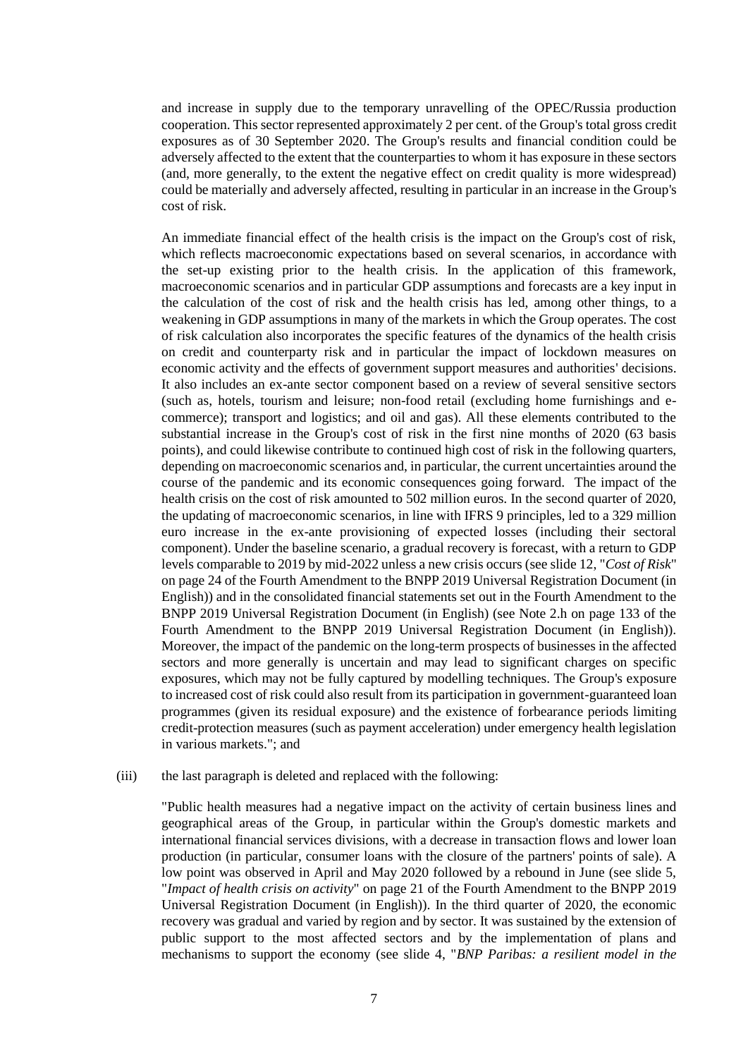and increase in supply due to the temporary unravelling of the OPEC/Russia production cooperation. This sector represented approximately 2 per cent. of the Group's total gross credit exposures as of 30 September 2020. The Group's results and financial condition could be adversely affected to the extent that the counterparties to whom it has exposure in these sectors (and, more generally, to the extent the negative effect on credit quality is more widespread) could be materially and adversely affected, resulting in particular in an increase in the Group's cost of risk.

An immediate financial effect of the health crisis is the impact on the Group's cost of risk, which reflects macroeconomic expectations based on several scenarios, in accordance with the set-up existing prior to the health crisis. In the application of this framework, macroeconomic scenarios and in particular GDP assumptions and forecasts are a key input in the calculation of the cost of risk and the health crisis has led, among other things, to a weakening in GDP assumptions in many of the markets in which the Group operates. The cost of risk calculation also incorporates the specific features of the dynamics of the health crisis on credit and counterparty risk and in particular the impact of lockdown measures on economic activity and the effects of government support measures and authorities' decisions. It also includes an ex-ante sector component based on a review of several sensitive sectors (such as, hotels, tourism and leisure; non-food retail (excluding home furnishings and e-commerce); transport and logistics; and oil and gas). All these elements contributed to the substantial increase in the Group's cost of risk in the first nine months of 2020 (63 basis points), and could likewise contribute to continued high cost of risk in the following quarters, depending on macroeconomic scenarios and, in particular, the current uncertainties around the course of the pandemic and its economic consequences going forward. The impact of the health crisis on the cost of risk amounted to 502 million euros. In the second quarter of 2020, the updating of macroeconomic scenarios, in line with IFRS 9 principles, led to a 329 million euro increase in the ex-ante provisioning of expected losses (including their sectoral component). Under the baseline scenario, a gradual recovery is forecast, with a return to GDP levels comparable to 2019 by mid-2022 unless a new crisis occurs (see slide 12, "*Cost of Risk*" on page 24 of the Fourth Amendment to the BNPP 2019 Universal Registration Document (in English)) and in the consolidated financial statements set out in the Fourth Amendment to the BNPP 2019 Universal Registration Document (in English) (see Note 2.h on page 133 of the Fourth Amendment to the BNPP 2019 Universal Registration Document (in English)). Moreover, the impact of the pandemic on the long-term prospects of businesses in the affected sectors and more generally is uncertain and may lead to significant charges on specific exposures, which may not be fully captured by modelling techniques. The Group's exposure to increased cost of risk could also result from its participation in government-guaranteed loan programmes (given its residual exposure) and the existence of forbearance periods limiting credit-protection measures (such as payment acceleration) under emergency health legislation in various markets."; and

(iii) the last paragraph is deleted and replaced with the following:

"Public health measures had a negative impact on the activity of certain business lines and geographical areas of the Group, in particular within the Group's domestic markets and international financial services divisions, with a decrease in transaction flows and lower loan production (in particular, consumer loans with the closure of the partners' points of sale). A low point was observed in April and May 2020 followed by a rebound in June (see slide 5, "*Impact of health crisis on activity*" on page 21 of the Fourth Amendment to the BNPP 2019 Universal Registration Document (in English)). In the third quarter of 2020, the economic recovery was gradual and varied by region and by sector. It was sustained by the extension of public support to the most affected sectors and by the implementation of plans and mechanisms to support the economy (see slide 4, "*BNP Paribas: a resilient model in the*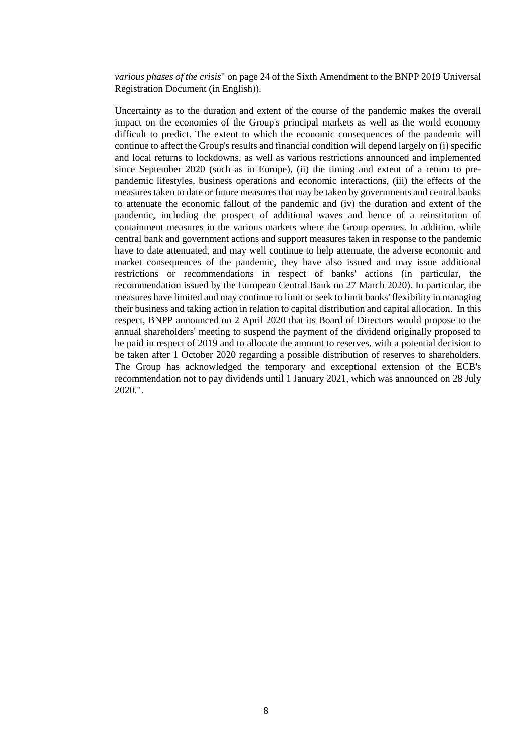*various phases of the crisis*" on page 24 of the Sixth Amendment to the BNPP 2019 Universal Registration Document (in English)).

Uncertainty as to the duration and extent of the course of the pandemic makes the overall impact on the economies of the Group's principal markets as well as the world economy difficult to predict. The extent to which the economic consequences of the pandemic will continue to affect the Group's results and financial condition will depend largely on (i) specific and local returns to lockdowns, as well as various restrictions announced and implemented since September 2020 (such as in Europe), (ii) the timing and extent of a return to pre-pandemic lifestyles, business operations and economic interactions, (iii) the effects of the measures taken to date or future measures that may be taken by governments and central banks to attenuate the economic fallout of the pandemic and (iv) the duration and extent of the pandemic, including the prospect of additional waves and hence of a reinstitution of containment measures in the various markets where the Group operates. In addition, while central bank and government actions and support measures taken in response to the pandemic have to date attenuated, and may well continue to help attenuate, the adverse economic and market consequences of the pandemic, they have also issued and may issue additional restrictions or recommendations in respect of banks' actions (in particular, the recommendation issued by the European Central Bank on 27 March 2020). In particular, the measures have limited and may continue to limit or seek to limit banks' flexibility in managing their business and taking action in relation to capital distribution and capital allocation. In this respect, BNPP announced on 2 April 2020 that its Board of Directors would propose to the annual shareholders' meeting to suspend the payment of the dividend originally proposed to be paid in respect of 2019 and to allocate the amount to reserves, with a potential decision to be taken after 1 October 2020 regarding a possible distribution of reserves to shareholders. The Group has acknowledged the temporary and exceptional extension of the ECB's recommendation not to pay dividends until 1 January 2021, which was announced on 28 July 2020.".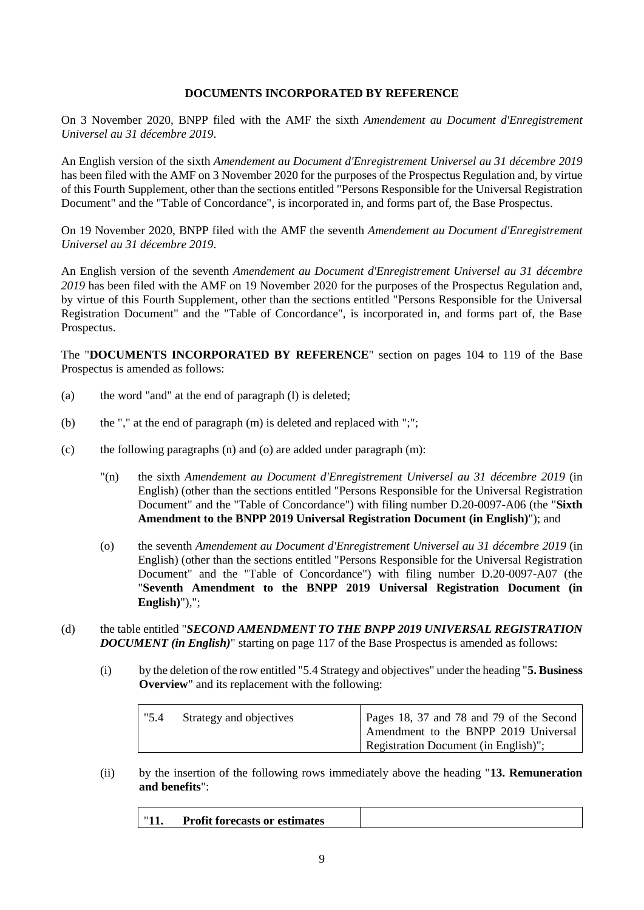**DOCUMENTS INCORPORATED BY REFERENCE**

On 3 November 2020, BNPP filed with the AMF the sixth *Amendement au Document d'Enregistrement Universel au 31 décembre 2019*.

An English version of the sixth *Amendement au Document d'Enregistrement Universel au 31 décembre 2019* has been filed with the AMF on 3 November 2020 for the purposes of the Prospectus Regulation and, by virtue of this Fourth Supplement, other than the sections entitled "Persons Responsible for the Universal Registration Document" and the "Table of Concordance", is incorporated in, and forms part of, the Base Prospectus.

On 19 November 2020, BNPP filed with the AMF the seventh *Amendement au Document d'Enregistrement Universel au 31 décembre 2019*.

An English version of the seventh *Amendement au Document d'Enregistrement Universel au 31 décembre 2019* has been filed with the AMF on 19 November 2020 for the purposes of the Prospectus Regulation and, by virtue of this Fourth Supplement, other than the sections entitled "Persons Responsible for the Universal Registration Document" and the "Table of Concordance", is incorporated in, and forms part of, the Base Prospectus.

The "**DOCUMENTS INCORPORATED BY REFERENCE**" section on pages 104 to 119 of the Base Prospectus is amended as follows:

(a) the word "and" at the end of paragraph (l) is deleted;

(b) the "," at the end of paragraph (m) is deleted and replaced with ";";

(c) the following paragraphs (n) and (o) are added under paragraph (m):

"(n) the sixth *Amendement au Document d'Enregistrement Universel au 31 décembre 2019* (in English) (other than the sections entitled "Persons Responsible for the Universal Registration Document" and the "Table of Concordance") with filing number D.20-0097-A06 (the "**Sixth Amendment to the BNPP 2019 Universal Registration Document (in English)**"); and

(o) the seventh *Amendement au Document d'Enregistrement Universel au 31 décembre 2019* (in English) (other than the sections entitled "Persons Responsible for the Universal Registration Document" and the "Table of Concordance") with filing number D.20-0097-A07 (the "**Seventh Amendment to the BNPP 2019 Universal Registration Document (in English)**"),";

(d) the table entitled "***SECOND AMENDMENT TO THE BNPP 2019 UNIVERSAL REGISTRATION DOCUMENT (in English)***" starting on page 117 of the Base Prospectus is amended as follows:

(i) by the deletion of the row entitled "5.4 Strategy and objectives" under the heading "**5. Business Overview**" and its replacement with the following:

| "5.4 Strategy and objectives | Pages 18, 37 and 78 and 79 of the Second Amendment to the BNPP 2019 Universal Registration Document (in English)"; |
|---|---|

(ii) by the insertion of the following rows immediately above the heading "**13. Remuneration and benefits**":

| "**11. Profit forecasts or estimates** | |
|---|---|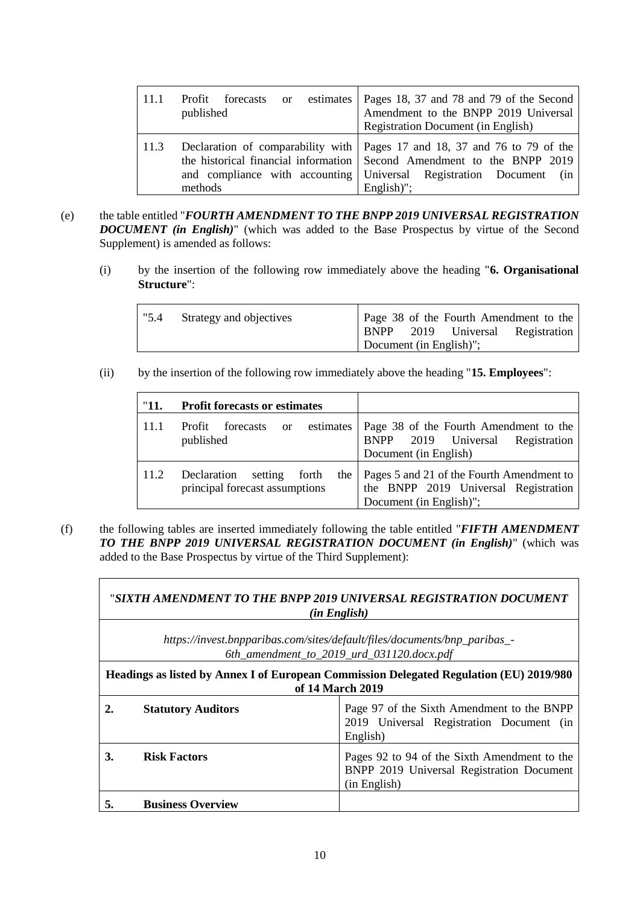| | | |
|---|---|---|
| 11.1 | Profit forecasts or estimates published | Pages 18, 37 and 78 and 79 of the Second Amendment to the BNPP 2019 Universal Registration Document (in English) |
| 11.3 | Declaration of comparability with the historical financial information and compliance with accounting methods | Pages 17 and 18, 37 and 76 to 79 of the Second Amendment to the BNPP 2019 Universal Registration Document (in English)"; |

(e) the table entitled "***FOURTH AMENDMENT TO THE BNPP 2019 UNIVERSAL REGISTRATION DOCUMENT (in English)***" (which was added to the Base Prospectus by virtue of the Second Supplement) is amended as follows:

(i) by the insertion of the following row immediately above the heading "**6. Organisational Structure**":

| | | |
|---|---|---|
| "5.4 | Strategy and objectives | Page 38 of the Fourth Amendment to the BNPP 2019 Universal Registration Document (in English)"; |

(ii) by the insertion of the following row immediately above the heading "**15. Employees**":

| | | |
|---|---|---|
| "**11.** | **Profit forecasts or estimates** | |
| 11.1 | Profit forecasts or estimates published | Page 38 of the Fourth Amendment to the BNPP 2019 Universal Registration Document (in English) |
| 11.2 | Declaration setting forth the principal forecast assumptions | Pages 5 and 21 of the Fourth Amendment to the BNPP 2019 Universal Registration Document (in English)"; |

(f) the following tables are inserted immediately following the table entitled "***FIFTH AMENDMENT TO THE BNPP 2019 UNIVERSAL REGISTRATION DOCUMENT (in English)***" (which was added to the Base Prospectus by virtue of the Third Supplement):

| "***SIXTH AMENDMENT TO THE BNPP 2019 UNIVERSAL REGISTRATION DOCUMENT (in English)*** | |
|---|---|
| *https://invest.bnpparibas.com/sites/default/files/documents/bnp_paribas_-6th_amendment_to_2019_urd_031120.docx.pdf* | |
| **Headings as listed by Annex I of European Commission Delegated Regulation (EU) 2019/980 of 14 March 2019** | |
| **2. Statutory Auditors** | Page 97 of the Sixth Amendment to the BNPP 2019 Universal Registration Document (in English) |
| **3. Risk Factors** | Pages 92 to 94 of the Sixth Amendment to the BNPP 2019 Universal Registration Document (in English) |
| **5. Business Overview** | |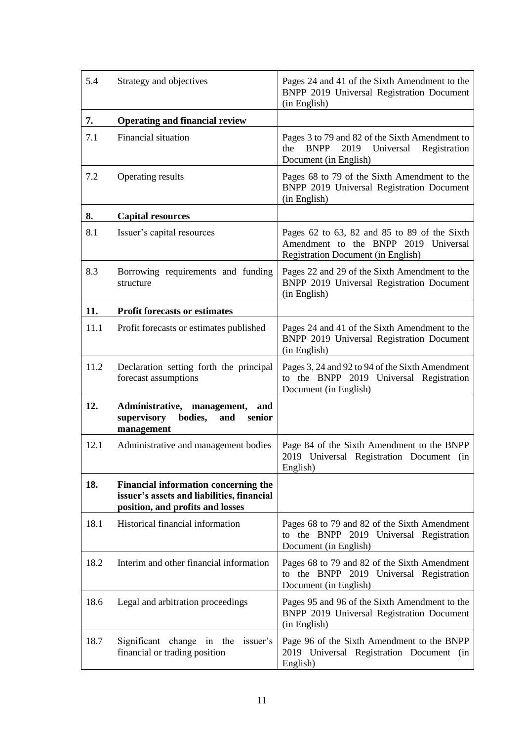| | | |
|---|---|---|
| 5.4 | Strategy and objectives | Pages 24 and 41 of the Sixth Amendment to the BNPP 2019 Universal Registration Document (in English) |
| **7.** | **Operating and financial review** | |
| 7.1 | Financial situation | Pages 3 to 79 and 82 of the Sixth Amendment to the BNPP 2019 Universal Registration Document (in English) |
| 7.2 | Operating results | Pages 68 to 79 of the Sixth Amendment to the BNPP 2019 Universal Registration Document (in English) |
| **8.** | **Capital resources** | |
| 8.1 | Issuer's capital resources | Pages 62 to 63, 82 and 85 to 89 of the Sixth Amendment to the BNPP 2019 Universal Registration Document (in English) |
| 8.3 | Borrowing requirements and funding structure | Pages 22 and 29 of the Sixth Amendment to the BNPP 2019 Universal Registration Document (in English) |
| **11.** | **Profit forecasts or estimates** | |
| 11.1 | Profit forecasts or estimates published | Pages 24 and 41 of the Sixth Amendment to the BNPP 2019 Universal Registration Document (in English) |
| 11.2 | Declaration setting forth the principal forecast assumptions | Pages 3, 24 and 92 to 94 of the Sixth Amendment to the BNPP 2019 Universal Registration Document (in English) |
| **12.** | **Administrative, management, and supervisory bodies, and senior management** | |
| 12.1 | Administrative and management bodies | Page 84 of the Sixth Amendment to the BNPP 2019 Universal Registration Document (in English) |
| **18.** | **Financial information concerning the issuer's assets and liabilities, financial position, and profits and losses** | |
| 18.1 | Historical financial information | Pages 68 to 79 and 82 of the Sixth Amendment to the BNPP 2019 Universal Registration Document (in English) |
| 18.2 | Interim and other financial information | Pages 68 to 79 and 82 of the Sixth Amendment to the BNPP 2019 Universal Registration Document (in English) |
| 18.6 | Legal and arbitration proceedings | Pages 95 and 96 of the Sixth Amendment to the BNPP 2019 Universal Registration Document (in English) |
| 18.7 | Significant change in the issuer's financial or trading position | Page 96 of the Sixth Amendment to the BNPP 2019 Universal Registration Document (in English) |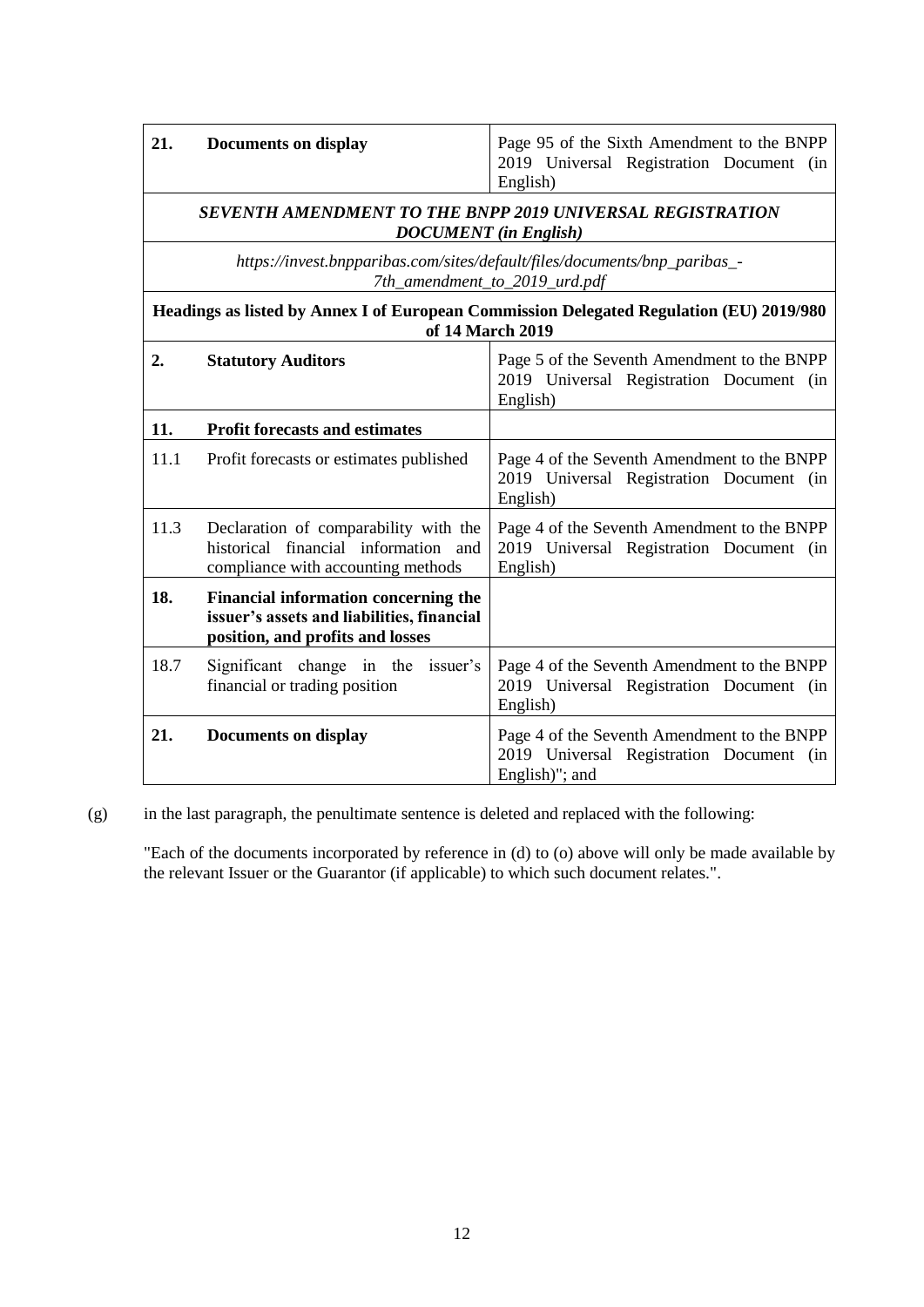| 21. | Documents on display | Page 95 of the Sixth Amendment to the BNPP 2019 Universal Registration Document (in English) |
|---|---|---|
| ***SEVENTH AMENDMENT TO THE BNPP 2019 UNIVERSAL REGISTRATION DOCUMENT (in English)*** | | |
| *https://invest.bnpparibas.com/sites/default/files/documents/bnp_paribas_-7th_amendment_to_2019_urd.pdf* | | |
| **Headings as listed by Annex I of European Commission Delegated Regulation (EU) 2019/980 of 14 March 2019** | | |
| **2.** | **Statutory Auditors** | Page 5 of the Seventh Amendment to the BNPP 2019 Universal Registration Document (in English) |
| **11.** | **Profit forecasts and estimates** | |
| 11.1 | Profit forecasts or estimates published | Page 4 of the Seventh Amendment to the BNPP 2019 Universal Registration Document (in English) |
| 11.3 | Declaration of comparability with the historical financial information and compliance with accounting methods | Page 4 of the Seventh Amendment to the BNPP 2019 Universal Registration Document (in English) |
| **18.** | **Financial information concerning the issuer's assets and liabilities, financial position, and profits and losses** | |
| 18.7 | Significant change in the issuer's financial or trading position | Page 4 of the Seventh Amendment to the BNPP 2019 Universal Registration Document (in English) |
| **21.** | **Documents on display** | Page 4 of the Seventh Amendment to the BNPP 2019 Universal Registration Document (in English)"; and |

(g) in the last paragraph, the penultimate sentence is deleted and replaced with the following:

"Each of the documents incorporated by reference in (d) to (o) above will only be made available by the relevant Issuer or the Guarantor (if applicable) to which such document relates.".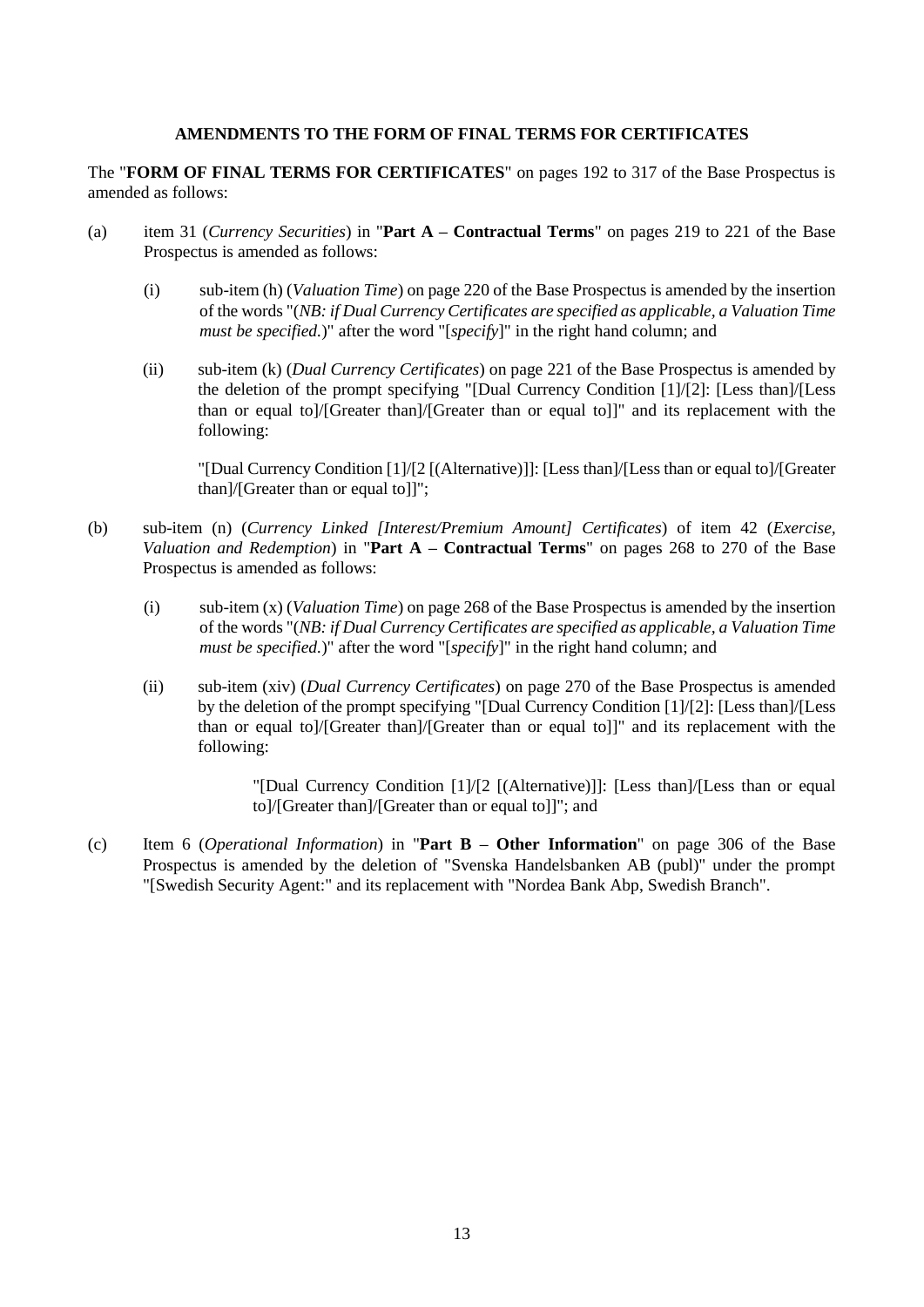**AMENDMENTS TO THE FORM OF FINAL TERMS FOR CERTIFICATES**

The "**FORM OF FINAL TERMS FOR CERTIFICATES**" on pages 192 to 317 of the Base Prospectus is amended as follows:

(a) item 31 (*Currency Securities*) in "**Part A – Contractual Terms**" on pages 219 to 221 of the Base Prospectus is amended as follows:

   (i) sub-item (h) (*Valuation Time*) on page 220 of the Base Prospectus is amended by the insertion of the words "(*NB: if Dual Currency Certificates are specified as applicable, a Valuation Time must be specified.*)" after the word "[*specify*]" in the right hand column; and

   (ii) sub-item (k) (*Dual Currency Certificates*) on page 221 of the Base Prospectus is amended by the deletion of the prompt specifying "[Dual Currency Condition [1]/[2]: [Less than]/[Less than or equal to]/[Greater than]/[Greater than or equal to]]" and its replacement with the following:

   "[Dual Currency Condition [1]/[2 [(Alternative)]]: [Less than]/[Less than or equal to]/[Greater than]/[Greater than or equal to]]";

(b) sub-item (n) (*Currency Linked [Interest/Premium Amount] Certificates*) of item 42 (*Exercise, Valuation and Redemption*) in "**Part A – Contractual Terms**" on pages 268 to 270 of the Base Prospectus is amended as follows:

   (i) sub-item (x) (*Valuation Time*) on page 268 of the Base Prospectus is amended by the insertion of the words "(*NB: if Dual Currency Certificates are specified as applicable, a Valuation Time must be specified.*)" after the word "[*specify*]" in the right hand column; and

   (ii) sub-item (xiv) (*Dual Currency Certificates*) on page 270 of the Base Prospectus is amended by the deletion of the prompt specifying "[Dual Currency Condition [1]/[2]: [Less than]/[Less than or equal to]/[Greater than]/[Greater than or equal to]]" and its replacement with the following:

   "[Dual Currency Condition [1]/[2 [(Alternative)]]: [Less than]/[Less than or equal to]/[Greater than]/[Greater than or equal to]]"; and

(c) Item 6 (*Operational Information*) in "**Part B – Other Information**" on page 306 of the Base Prospectus is amended by the deletion of "Svenska Handelsbanken AB (publ)" under the prompt "[Swedish Security Agent:" and its replacement with "Nordea Bank Abp, Swedish Branch".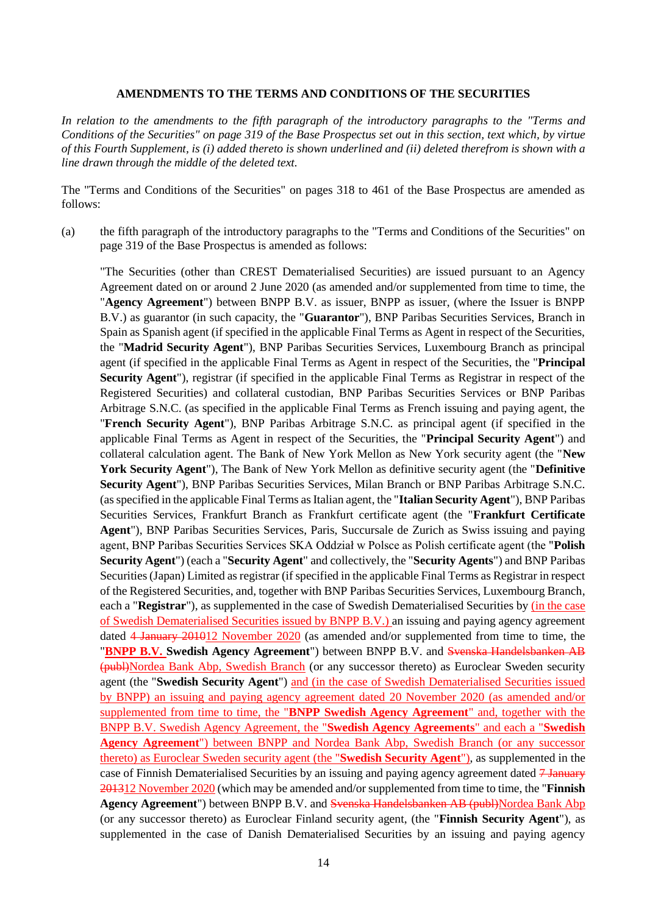**AMENDMENTS TO THE TERMS AND CONDITIONS OF THE SECURITIES**

*In relation to the amendments to the fifth paragraph of the introductory paragraphs to the "Terms and Conditions of the Securities" on page 319 of the Base Prospectus set out in this section, text which, by virtue of this Fourth Supplement, is (i) added thereto is shown underlined and (ii) deleted therefrom is shown with a line drawn through the middle of the deleted text.*

The "Terms and Conditions of the Securities" on pages 318 to 461 of the Base Prospectus are amended as follows:

(a) the fifth paragraph of the introductory paragraphs to the "Terms and Conditions of the Securities" on page 319 of the Base Prospectus is amended as follows:

"The Securities (other than CREST Dematerialised Securities) are issued pursuant to an Agency Agreement dated on or around 2 June 2020 (as amended and/or supplemented from time to time, the "**Agency Agreement**") between BNPP B.V. as issuer, BNPP as issuer, (where the Issuer is BNPP B.V.) as guarantor (in such capacity, the "**Guarantor**"), BNP Paribas Securities Services, Branch in Spain as Spanish agent (if specified in the applicable Final Terms as Agent in respect of the Securities, the "**Madrid Security Agent**"), BNP Paribas Securities Services, Luxembourg Branch as principal agent (if specified in the applicable Final Terms as Agent in respect of the Securities, the "**Principal Security Agent**"), registrar (if specified in the applicable Final Terms as Registrar in respect of the Registered Securities) and collateral custodian, BNP Paribas Securities Services or BNP Paribas Arbitrage S.N.C. (as specified in the applicable Final Terms as French issuing and paying agent, the "**French Security Agent**"), BNP Paribas Arbitrage S.N.C. as principal agent (if specified in the applicable Final Terms as Agent in respect of the Securities, the "**Principal Security Agent**") and collateral calculation agent. The Bank of New York Mellon as New York security agent (the "**New York Security Agent**"), The Bank of New York Mellon as definitive security agent (the "**Definitive Security Agent**"), BNP Paribas Securities Services, Milan Branch or BNP Paribas Arbitrage S.N.C. (as specified in the applicable Final Terms as Italian agent, the "**Italian Security Agent**"), BNP Paribas Securities Services, Frankfurt Branch as Frankfurt certificate agent (the "**Frankfurt Certificate Agent**"), BNP Paribas Securities Services, Paris, Succursale de Zurich as Swiss issuing and paying agent, BNP Paribas Securities Services SKA Oddział w Polsce as Polish certificate agent (the "**Polish Security Agent**") (each a "**Security Agent**" and collectively, the "**Security Agents**") and BNP Paribas Securities (Japan) Limited as registrar (if specified in the applicable Final Terms as Registrar in respect of the Registered Securities, and, together with BNP Paribas Securities Services, Luxembourg Branch, each a "**Registrar**"), as supplemented in the case of Swedish Dematerialised Securities by <u>(in the case of Swedish Dematerialised Securities issued by BNPP B.V.)</u> an issuing and paying agency agreement dated ~~4 January 2010~~<u>12 November 2020</u> (as amended and/or supplemented from time to time, the "<u>**BNPP B.V.**</u> **Swedish Agency Agreement**") between BNPP B.V. and ~~Svenska Handelsbanken AB (publ)~~<u>Nordea Bank Abp, Swedish Branch</u> (or any successor thereto) as Euroclear Sweden security agent (the "**Swedish Security Agent**") <u>and (in the case of Swedish Dematerialised Securities issued by BNPP) an issuing and paying agency agreement dated 20 November 2020 (as amended and/or supplemented from time to time, the "**BNPP Swedish Agency Agreement**" and, together with the BNPP B.V. Swedish Agency Agreement, the "**Swedish Agency Agreements**" and each a "**Swedish Agency Agreement**") between BNPP and Nordea Bank Abp, Swedish Branch (or any successor thereto) as Euroclear Sweden security agent (the "**Swedish Security Agent**")</u>, as supplemented in the case of Finnish Dematerialised Securities by an issuing and paying agency agreement dated ~~7 January 2013~~<u>12 November 2020</u> (which may be amended and/or supplemented from time to time, the "**Finnish Agency Agreement**") between BNPP B.V. and ~~Svenska Handelsbanken AB (publ)~~<u>Nordea Bank Abp</u> (or any successor thereto) as Euroclear Finland security agent, (the "**Finnish Security Agent**"), as supplemented in the case of Danish Dematerialised Securities by an issuing and paying agency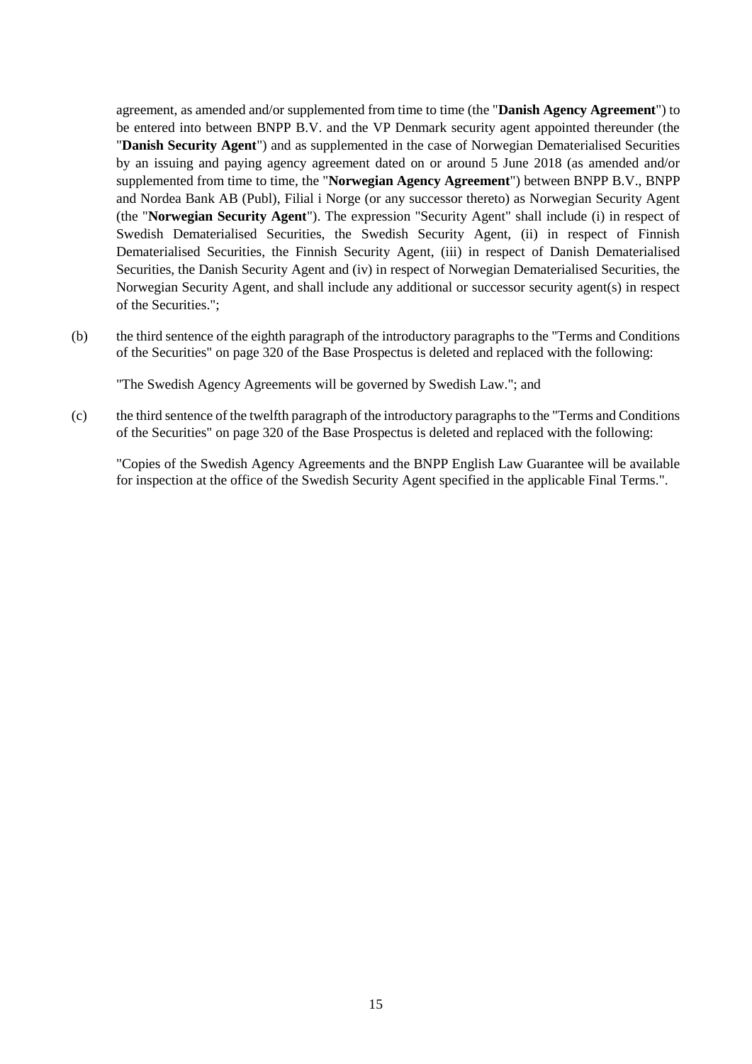agreement, as amended and/or supplemented from time to time (the "**Danish Agency Agreement**") to be entered into between BNPP B.V. and the VP Denmark security agent appointed thereunder (the "**Danish Security Agent**") and as supplemented in the case of Norwegian Dematerialised Securities by an issuing and paying agency agreement dated on or around 5 June 2018 (as amended and/or supplemented from time to time, the "**Norwegian Agency Agreement**") between BNPP B.V., BNPP and Nordea Bank AB (Publ), Filial i Norge (or any successor thereto) as Norwegian Security Agent (the "**Norwegian Security Agent**"). The expression "Security Agent" shall include (i) in respect of Swedish Dematerialised Securities, the Swedish Security Agent, (ii) in respect of Finnish Dematerialised Securities, the Finnish Security Agent, (iii) in respect of Danish Dematerialised Securities, the Danish Security Agent and (iv) in respect of Norwegian Dematerialised Securities, the Norwegian Security Agent, and shall include any additional or successor security agent(s) in respect of the Securities.";

(b) the third sentence of the eighth paragraph of the introductory paragraphs to the "Terms and Conditions of the Securities" on page 320 of the Base Prospectus is deleted and replaced with the following:

"The Swedish Agency Agreements will be governed by Swedish Law."; and

(c) the third sentence of the twelfth paragraph of the introductory paragraphs to the "Terms and Conditions of the Securities" on page 320 of the Base Prospectus is deleted and replaced with the following:

"Copies of the Swedish Agency Agreements and the BNPP English Law Guarantee will be available for inspection at the office of the Swedish Security Agent specified in the applicable Final Terms.".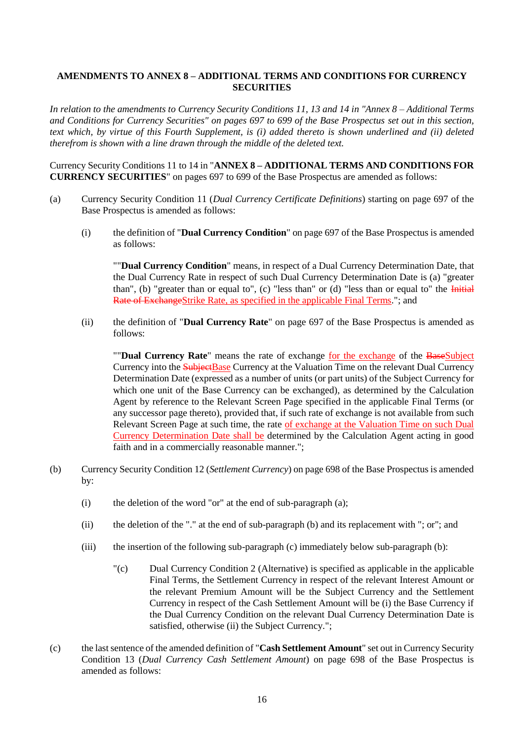**AMENDMENTS TO ANNEX 8 – ADDITIONAL TERMS AND CONDITIONS FOR CURRENCY SECURITIES**

*In relation to the amendments to Currency Security Conditions 11, 13 and 14 in "Annex 8 – Additional Terms and Conditions for Currency Securities" on pages 697 to 699 of the Base Prospectus set out in this section, text which, by virtue of this Fourth Supplement, is (i) added thereto is shown underlined and (ii) deleted therefrom is shown with a line drawn through the middle of the deleted text.*

Currency Security Conditions 11 to 14 in "**ANNEX 8 – ADDITIONAL TERMS AND CONDITIONS FOR CURRENCY SECURITIES**" on pages 697 to 699 of the Base Prospectus are amended as follows:

(a) Currency Security Condition 11 (*Dual Currency Certificate Definitions*) starting on page 697 of the Base Prospectus is amended as follows:

(i) the definition of "**Dual Currency Condition**" on page 697 of the Base Prospectus is amended as follows:

""**Dual Currency Condition**" means, in respect of a Dual Currency Determination Date, that the Dual Currency Rate in respect of such Dual Currency Determination Date is (a) "greater than", (b) "greater than or equal to", (c) "less than" or (d) "less than or equal to" the ~~Initial Rate of Exchange~~<u>Strike Rate, as specified in the applicable Final Terms</u>."; and

(ii) the definition of "**Dual Currency Rate**" on page 697 of the Base Prospectus is amended as follows:

""**Dual Currency Rate**" means the rate of exchange <u>for the exchange</u> of the ~~Base~~<u>Subject</u> Currency into the ~~Subject~~<u>Base</u> Currency at the Valuation Time on the relevant Dual Currency Determination Date (expressed as a number of units (or part units) of the Subject Currency for which one unit of the Base Currency can be exchanged), as determined by the Calculation Agent by reference to the Relevant Screen Page specified in the applicable Final Terms (or any successor page thereto), provided that, if such rate of exchange is not available from such Relevant Screen Page at such time, the rate <u>of exchange at the Valuation Time on such Dual Currency Determination Date shall be</u> determined by the Calculation Agent acting in good faith and in a commercially reasonable manner.";

(b) Currency Security Condition 12 (*Settlement Currency*) on page 698 of the Base Prospectus is amended by:

(i) the deletion of the word "or" at the end of sub-paragraph (a);

(ii) the deletion of the "." at the end of sub-paragraph (b) and its replacement with "; or"; and

(iii) the insertion of the following sub-paragraph (c) immediately below sub-paragraph (b):

"(c) Dual Currency Condition 2 (Alternative) is specified as applicable in the applicable Final Terms, the Settlement Currency in respect of the relevant Interest Amount or the relevant Premium Amount will be the Subject Currency and the Settlement Currency in respect of the Cash Settlement Amount will be (i) the Base Currency if the Dual Currency Condition on the relevant Dual Currency Determination Date is satisfied, otherwise (ii) the Subject Currency.";

(c) the last sentence of the amended definition of "**Cash Settlement Amount**" set out in Currency Security Condition 13 (*Dual Currency Cash Settlement Amount*) on page 698 of the Base Prospectus is amended as follows: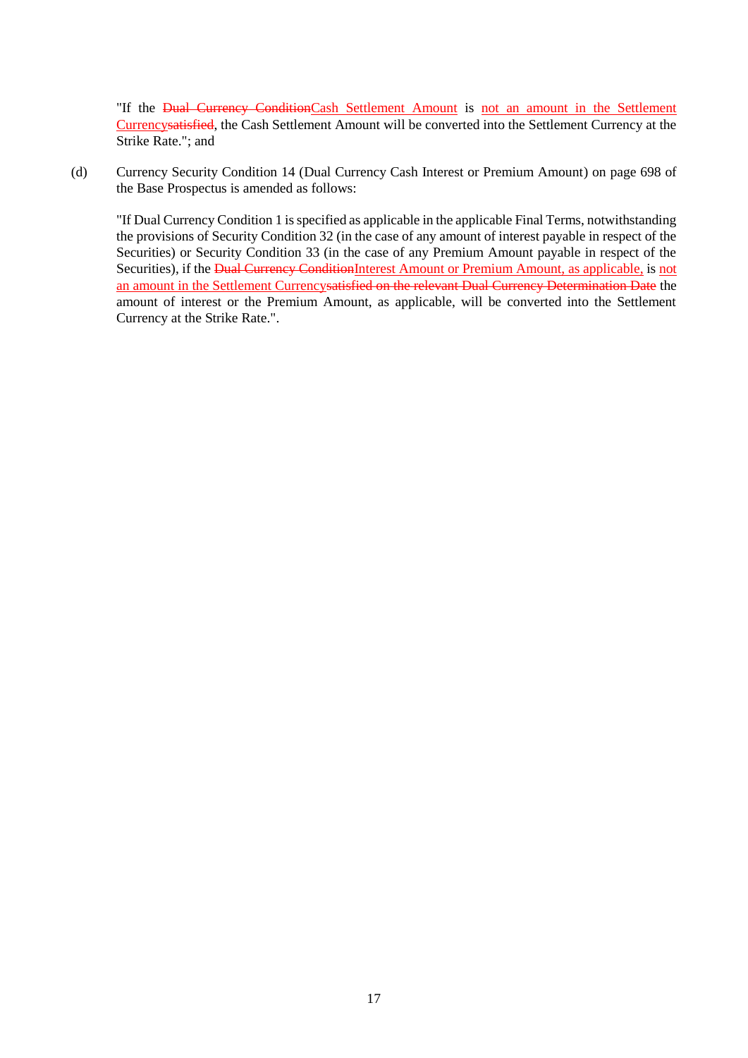"If the ~~Dual Currency Condition~~Cash Settlement Amount is not an amount in the Settlement Currency~~satisfied~~, the Cash Settlement Amount will be converted into the Settlement Currency at the Strike Rate."; and

(d) Currency Security Condition 14 (Dual Currency Cash Interest or Premium Amount) on page 698 of the Base Prospectus is amended as follows:

"If Dual Currency Condition 1 is specified as applicable in the applicable Final Terms, notwithstanding the provisions of Security Condition 32 (in the case of any amount of interest payable in respect of the Securities) or Security Condition 33 (in the case of any Premium Amount payable in respect of the Securities), if the ~~Dual Currency Condition~~Interest Amount or Premium Amount, as applicable, is not an amount in the Settlement Currency~~satisfied on the relevant Dual Currency Determination Date~~ the amount of interest or the Premium Amount, as applicable, will be converted into the Settlement Currency at the Strike Rate.".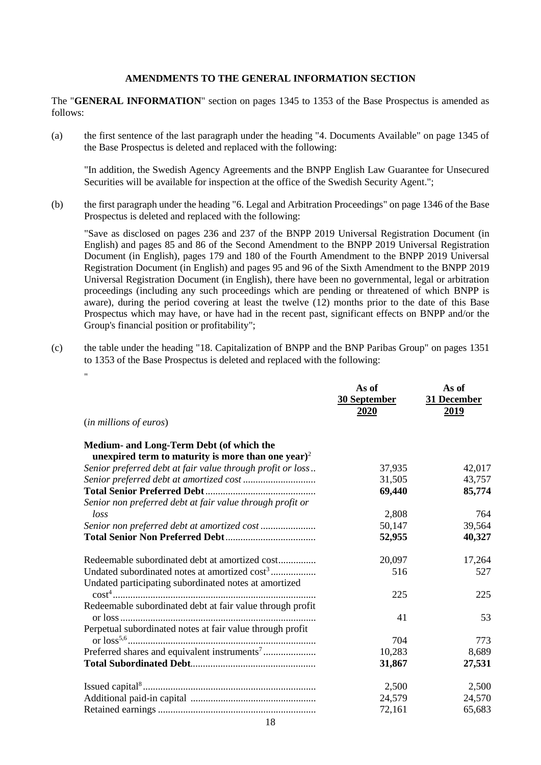**AMENDMENTS TO THE GENERAL INFORMATION SECTION**

The "**GENERAL INFORMATION**" section on pages 1345 to 1353 of the Base Prospectus is amended as follows:

(a) the first sentence of the last paragraph under the heading "4. Documents Available" on page 1345 of the Base Prospectus is deleted and replaced with the following:

"In addition, the Swedish Agency Agreements and the BNPP English Law Guarantee for Unsecured Securities will be available for inspection at the office of the Swedish Security Agent.";

(b) the first paragraph under the heading "6. Legal and Arbitration Proceedings" on page 1346 of the Base Prospectus is deleted and replaced with the following:

"Save as disclosed on pages 236 and 237 of the BNPP 2019 Universal Registration Document (in English) and pages 85 and 86 of the Second Amendment to the BNPP 2019 Universal Registration Document (in English), pages 179 and 180 of the Fourth Amendment to the BNPP 2019 Universal Registration Document (in English) and pages 95 and 96 of the Sixth Amendment to the BNPP 2019 Universal Registration Document (in English), there have been no governmental, legal or arbitration proceedings (including any such proceedings which are pending or threatened of which BNPP is aware), during the period covering at least the twelve (12) months prior to the date of this Base Prospectus which may have, or have had in the recent past, significant effects on BNPP and/or the Group's financial position or profitability";

(c) the table under the heading "18. Capitalization of BNPP and the BNP Paribas Group" on pages 1351 to 1353 of the Base Prospectus is deleted and replaced with the following:

"

| (*in millions of euros*) | **As of 30 September 2020** | **As of 31 December 2019** |
|---|---|---|
| **Medium- and Long-Term Debt (of which the unexpired term to maturity is more than one year)**[2] | | |
| *Senior preferred debt at fair value through profit or loss* | 37,935 | 42,017 |
| *Senior preferred debt at amortized cost* | 31,505 | 43,757 |
| **Total Senior Preferred Debt** | **69,440** | **85,774** |
| *Senior non preferred debt at fair value through profit or loss* | 2,808 | 764 |
| *Senior non preferred debt at amortized cost* | 50,147 | 39,564 |
| **Total Senior Non Preferred Debt** | **52,955** | **40,327** |
| Redeemable subordinated debt at amortized cost | 20,097 | 17,264 |
| Undated subordinated notes at amortized cost[3] | 516 | 527 |
| Undated participating subordinated notes at amortized cost[4] | 225 | 225 |
| Redeemable subordinated debt at fair value through profit or loss | 41 | 53 |
| Perpetual subordinated notes at fair value through profit or loss[5,6] | 704 | 773 |
| Preferred shares and equivalent instruments[7] | 10,283 | 8,689 |
| **Total Subordinated Debt** | **31,867** | **27,531** |
| Issued capital[8] | 2,500 | 2,500 |
| Additional paid-in capital | 24,579 | 24,570 |
| Retained earnings | 72,161 | 65,683 |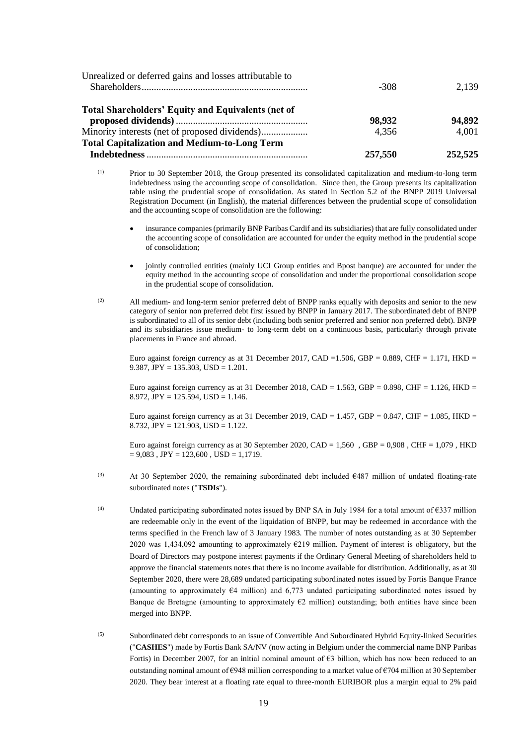| | | |
|---|---|---|
| Unrealized or deferred gains and losses attributable to Shareholders | -308 | 2,139 |
| **Total Shareholders' Equity and Equivalents (net of proposed dividends)** | **98,932** | **94,892** |
| Minority interests (net of proposed dividends) | 4,356 | 4,001 |
| **Total Capitalization and Medium-to-Long Term Indebtedness** | **257,550** | **252,525** |

(1) Prior to 30 September 2018, the Group presented its consolidated capitalization and medium-to-long term indebtedness using the accounting scope of consolidation. Since then, the Group presents its capitalization table using the prudential scope of consolidation. As stated in Section 5.2 of the BNPP 2019 Universal Registration Document (in English), the material differences between the prudential scope of consolidation and the accounting scope of consolidation are the following:

- insurance companies (primarily BNP Paribas Cardif and its subsidiaries) that are fully consolidated under the accounting scope of consolidation are accounted for under the equity method in the prudential scope of consolidation;
- jointly controlled entities (mainly UCI Group entities and Bpost banque) are accounted for under the equity method in the accounting scope of consolidation and under the proportional consolidation scope in the prudential scope of consolidation.

(2) All medium- and long-term senior preferred debt of BNPP ranks equally with deposits and senior to the new category of senior non preferred debt first issued by BNPP in January 2017. The subordinated debt of BNPP is subordinated to all of its senior debt (including both senior preferred and senior non preferred debt). BNPP and its subsidiaries issue medium- to long-term debt on a continuous basis, particularly through private placements in France and abroad.

Euro against foreign currency as at 31 December 2017, CAD =1.506, GBP = 0.889, CHF = 1.171, HKD = 9.387, JPY = 135.303, USD = 1.201.

Euro against foreign currency as at 31 December 2018, CAD = 1.563, GBP = 0.898, CHF = 1.126, HKD = 8.972, JPY = 125.594, USD = 1.146.

Euro against foreign currency as at 31 December 2019, CAD = 1.457, GBP = 0.847, CHF = 1.085, HKD = 8.732, JPY = 121.903, USD = 1.122.

Euro against foreign currency as at 30 September 2020, CAD = 1,560 , GBP = 0,908 , CHF = 1,079 , HKD = 9,083 , JPY = 123,600 , USD = 1,1719.

(3) At 30 September 2020, the remaining subordinated debt included €487 million of undated floating-rate subordinated notes ("**TSDIs**").

(4) Undated participating subordinated notes issued by BNP SA in July 1984 for a total amount of €337 million are redeemable only in the event of the liquidation of BNPP, but may be redeemed in accordance with the terms specified in the French law of 3 January 1983. The number of notes outstanding as at 30 September 2020 was 1,434,092 amounting to approximately €219 million. Payment of interest is obligatory, but the Board of Directors may postpone interest payments if the Ordinary General Meeting of shareholders held to approve the financial statements notes that there is no income available for distribution. Additionally, as at 30 September 2020, there were 28,689 undated participating subordinated notes issued by Fortis Banque France (amounting to approximately €4 million) and 6,773 undated participating subordinated notes issued by Banque de Bretagne (amounting to approximately €2 million) outstanding; both entities have since been merged into BNPP.

(5) Subordinated debt corresponds to an issue of Convertible And Subordinated Hybrid Equity-linked Securities ("**CASHES**") made by Fortis Bank SA/NV (now acting in Belgium under the commercial name BNP Paribas Fortis) in December 2007, for an initial nominal amount of €3 billion, which has now been reduced to an outstanding nominal amount of €948 million corresponding to a market value of €704 million at 30 September 2020. They bear interest at a floating rate equal to three-month EURIBOR plus a margin equal to 2% paid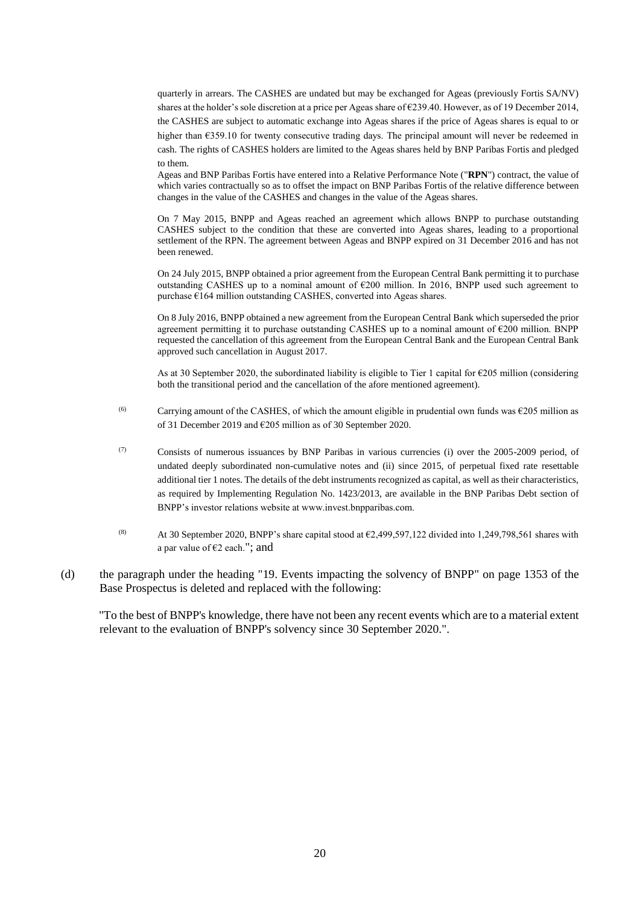quarterly in arrears. The CASHES are undated but may be exchanged for Ageas (previously Fortis SA/NV) shares at the holder's sole discretion at a price per Ageas share of €239.40. However, as of 19 December 2014, the CASHES are subject to automatic exchange into Ageas shares if the price of Ageas shares is equal to or higher than €359.10 for twenty consecutive trading days. The principal amount will never be redeemed in cash. The rights of CASHES holders are limited to the Ageas shares held by BNP Paribas Fortis and pledged to them.

Ageas and BNP Paribas Fortis have entered into a Relative Performance Note ("**RPN**") contract, the value of which varies contractually so as to offset the impact on BNP Paribas Fortis of the relative difference between changes in the value of the CASHES and changes in the value of the Ageas shares.

On 7 May 2015, BNPP and Ageas reached an agreement which allows BNPP to purchase outstanding CASHES subject to the condition that these are converted into Ageas shares, leading to a proportional settlement of the RPN. The agreement between Ageas and BNPP expired on 31 December 2016 and has not been renewed.

On 24 July 2015, BNPP obtained a prior agreement from the European Central Bank permitting it to purchase outstanding CASHES up to a nominal amount of €200 million. In 2016, BNPP used such agreement to purchase €164 million outstanding CASHES, converted into Ageas shares.

On 8 July 2016, BNPP obtained a new agreement from the European Central Bank which superseded the prior agreement permitting it to purchase outstanding CASHES up to a nominal amount of €200 million. BNPP requested the cancellation of this agreement from the European Central Bank and the European Central Bank approved such cancellation in August 2017.

As at 30 September 2020, the subordinated liability is eligible to Tier 1 capital for €205 million (considering both the transitional period and the cancellation of the afore mentioned agreement).

(6) Carrying amount of the CASHES, of which the amount eligible in prudential own funds was €205 million as of 31 December 2019 and €205 million as of 30 September 2020.

(7) Consists of numerous issuances by BNP Paribas in various currencies (i) over the 2005-2009 period, of undated deeply subordinated non-cumulative notes and (ii) since 2015, of perpetual fixed rate resettable additional tier 1 notes. The details of the debt instruments recognized as capital, as well as their characteristics, as required by Implementing Regulation No. 1423/2013, are available in the BNP Paribas Debt section of BNPP's investor relations website at www.invest.bnpparibas.com.

(8) At 30 September 2020, BNPP's share capital stood at €2,499,597,122 divided into 1,249,798,561 shares with a par value of €2 each."; and

(d) the paragraph under the heading "19. Events impacting the solvency of BNPP" on page 1353 of the Base Prospectus is deleted and replaced with the following:

"To the best of BNPP's knowledge, there have not been any recent events which are to a material extent relevant to the evaluation of BNPP's solvency since 30 September 2020.".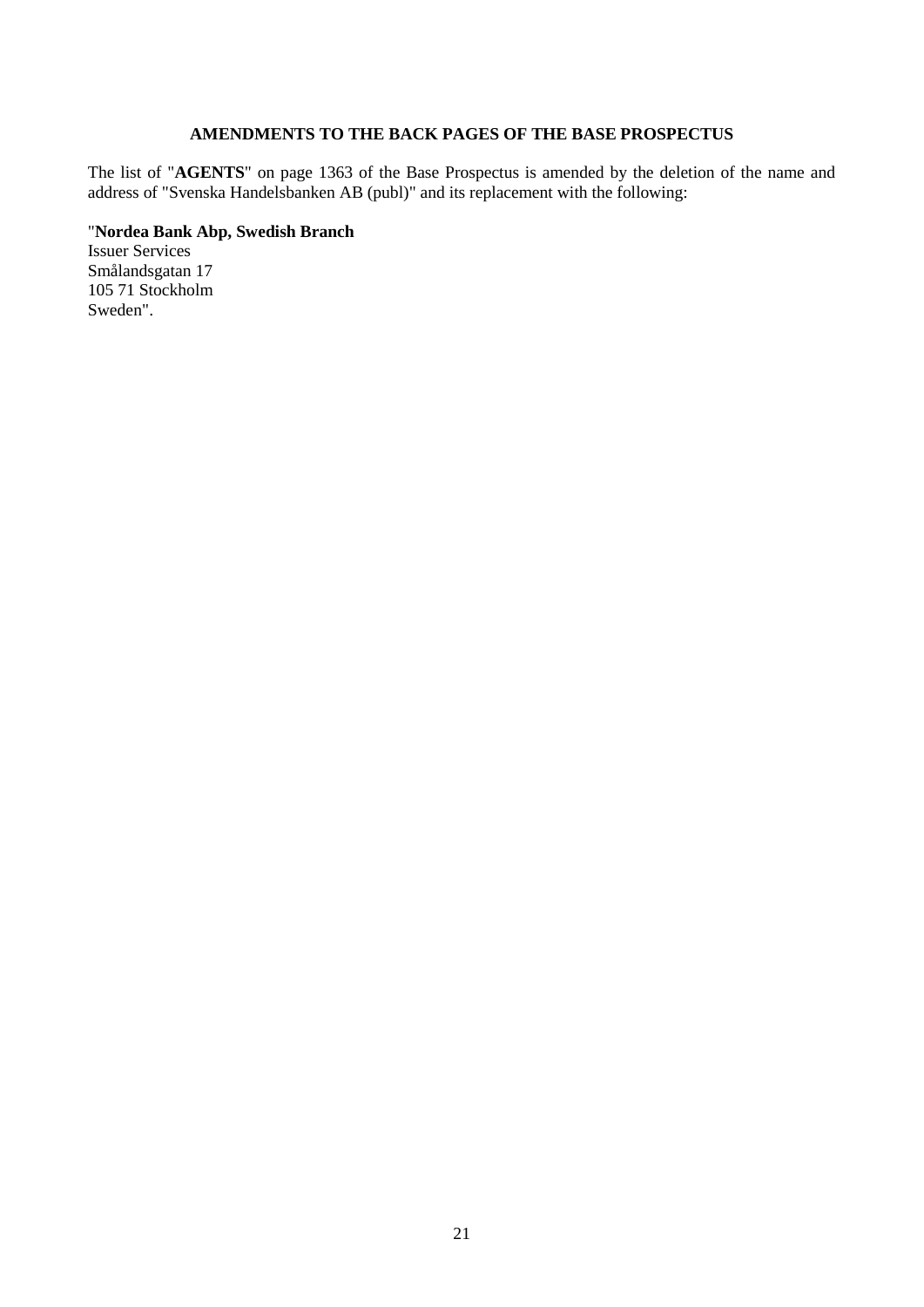## AMENDMENTS TO THE BACK PAGES OF THE BASE PROSPECTUS

The list of "**AGENTS**" on page 1363 of the Base Prospectus is amended by the deletion of the name and address of "Svenska Handelsbanken AB (publ)" and its replacement with the following:

"**Nordea Bank Abp, Swedish Branch**
Issuer Services
Smålandsgatan 17
105 71 Stockholm
Sweden".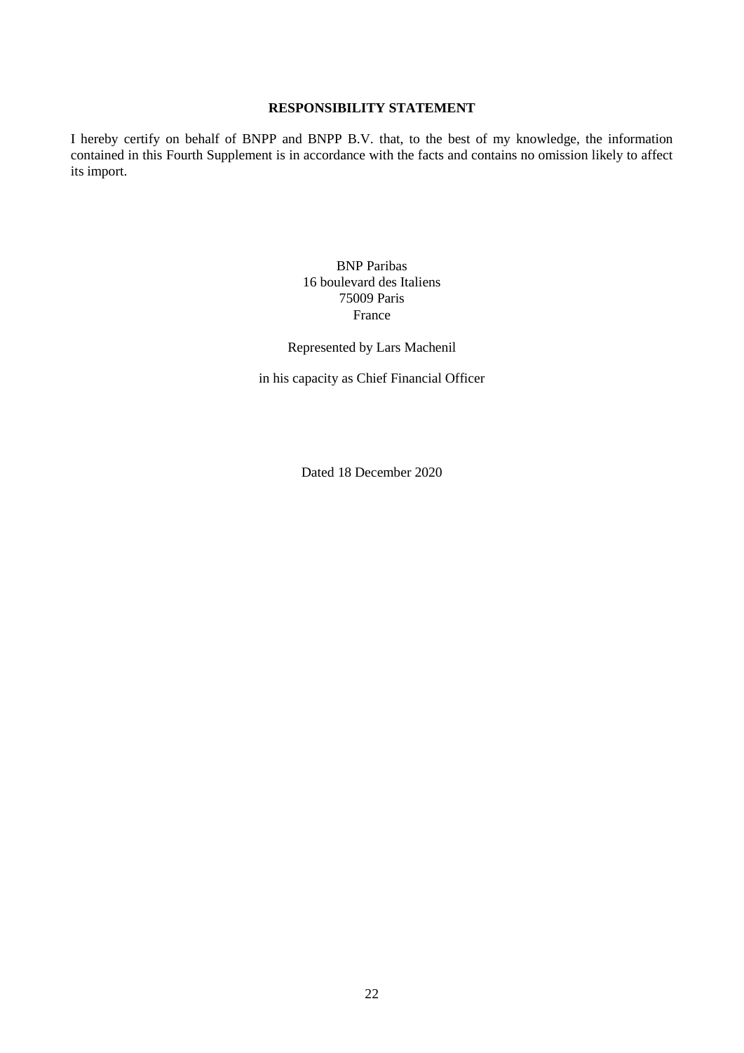## RESPONSIBILITY STATEMENT

I hereby certify on behalf of BNPP and BNPP B.V. that, to the best of my knowledge, the information contained in this Fourth Supplement is in accordance with the facts and contains no omission likely to affect its import.

BNP Paribas
16 boulevard des Italiens
75009 Paris
France

Represented by Lars Machenil

in his capacity as Chief Financial Officer

Dated 18 December 2020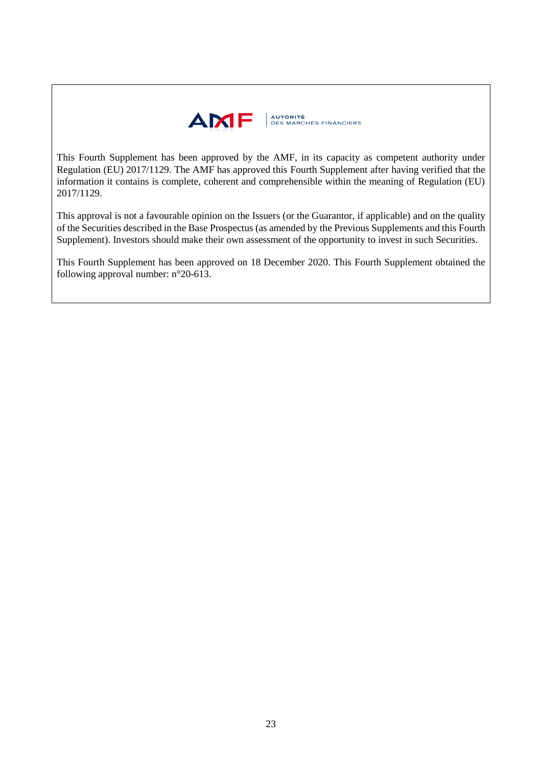AMF | AUTORITÉ DES MARCHÉS FINANCIERS

This Fourth Supplement has been approved by the AMF, in its capacity as competent authority under Regulation (EU) 2017/1129. The AMF has approved this Fourth Supplement after having verified that the information it contains is complete, coherent and comprehensible within the meaning of Regulation (EU) 2017/1129.

This approval is not a favourable opinion on the Issuers (or the Guarantor, if applicable) and on the quality of the Securities described in the Base Prospectus (as amended by the Previous Supplements and this Fourth Supplement). Investors should make their own assessment of the opportunity to invest in such Securities.

This Fourth Supplement has been approved on 18 December 2020. This Fourth Supplement obtained the following approval number: n°20-613.